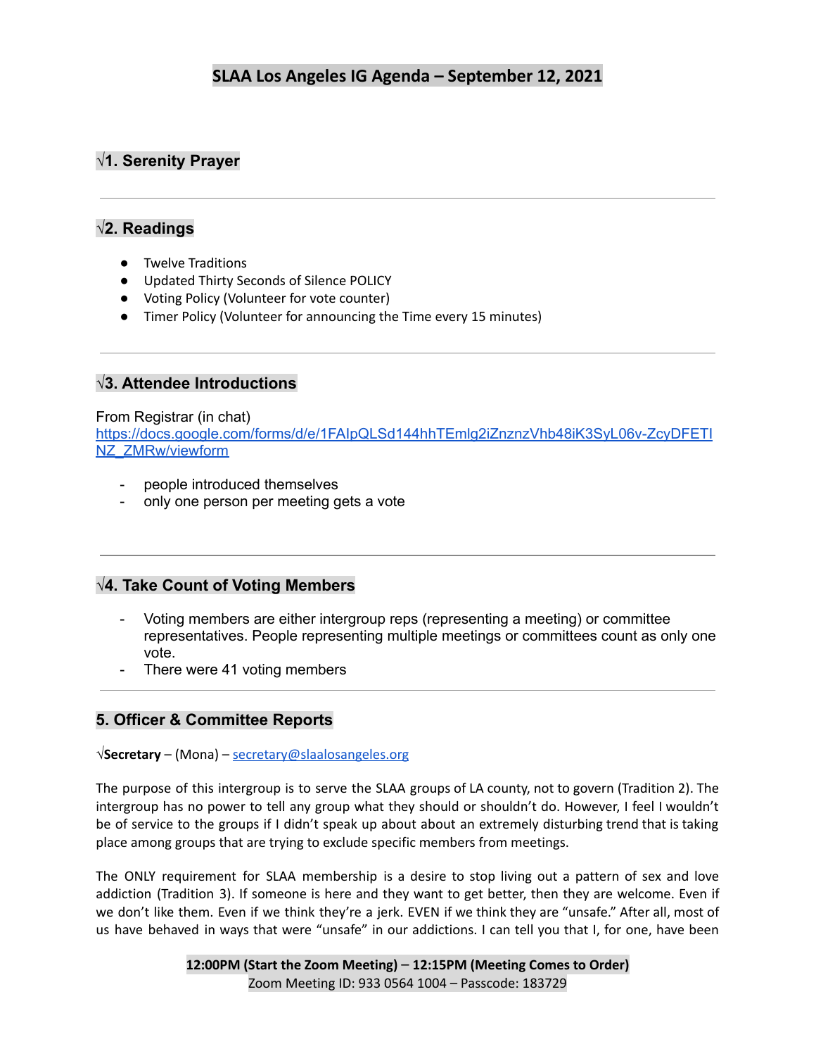# SLAA Los Angeles IG Agenda – September 12, 2021

## √1. Serenity Prayer

---

## √2. Readings

- Twelve Traditions
- Updated Thirty Seconds of Silence POLICY
- Voting Policy (Volunteer for vote counter)
- Timer Policy (Volunteer for announcing the Time every 15 minutes)

---

## √3. Attendee Introductions

From Registrar (in chat)
https://docs.google.com/forms/d/e/1FAIpQLSd144hhTEmlg2iZnznzVhb48iK3SyL06v-ZcyDFETINZ_ZMRw/viewform

- people introduced themselves
- only one person per meeting gets a vote

---

## √4. Take Count of Voting Members

- Voting members are either intergroup reps (representing a meeting) or committee representatives. People representing multiple meetings or committees count as only one vote.
- There were 41 voting members

---

## 5. Officer & Committee Reports

√**Secretary** – (Mona) – secretary@slaalosangeles.org

The purpose of this intergroup is to serve the SLAA groups of LA county, not to govern (Tradition 2). The intergroup has no power to tell any group what they should or shouldn't do. However, I feel I wouldn't be of service to the groups if I didn't speak up about about an extremely disturbing trend that is taking place among groups that are trying to exclude specific members from meetings.

The ONLY requirement for SLAA membership is a desire to stop living out a pattern of sex and love addiction (Tradition 3). If someone is here and they want to get better, then they are welcome. Even if we don't like them. Even if we think they're a jerk. EVEN if we think they are "unsafe." After all, most of us have behaved in ways that were "unsafe" in our addictions. I can tell you that I, for one, have been

**12:00PM (Start the Zoom Meeting) – 12:15PM (Meeting Comes to Order)**
Zoom Meeting ID: 933 0564 1004 – Passcode: 183729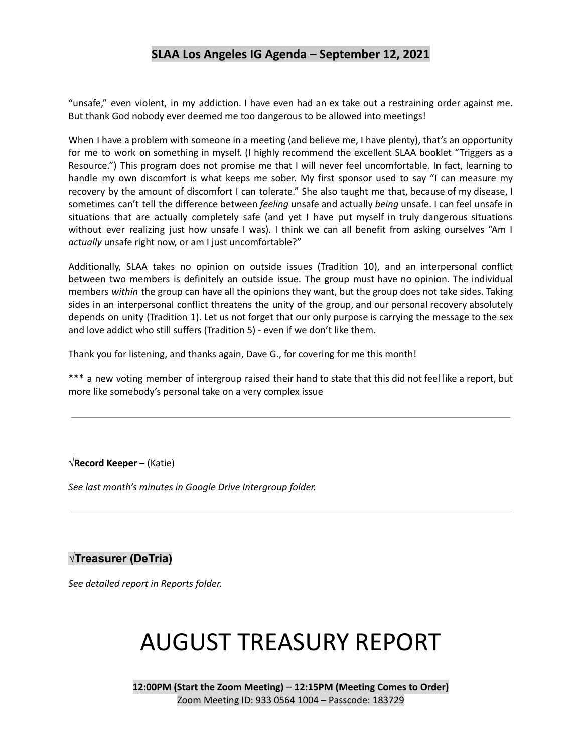"unsafe," even violent, in my addiction. I have even had an ex take out a restraining order against me. But thank God nobody ever deemed me too dangerous to be allowed into meetings!

When I have a problem with someone in a meeting (and believe me, I have plenty), that's an opportunity for me to work on something in myself. (I highly recommend the excellent SLAA booklet "Triggers as a Resource.") This program does not promise me that I will never feel uncomfortable. In fact, learning to handle my own discomfort is what keeps me sober. My first sponsor used to say "I can measure my recovery by the amount of discomfort I can tolerate." She also taught me that, because of my disease, I sometimes can't tell the difference between *feeling* unsafe and actually *being* unsafe. I can feel unsafe in situations that are actually completely safe (and yet I have put myself in truly dangerous situations without ever realizing just how unsafe I was). I think we can all benefit from asking ourselves "Am I *actually* unsafe right now, or am I just uncomfortable?"

Additionally, SLAA takes no opinion on outside issues (Tradition 10), and an interpersonal conflict between two members is definitely an outside issue. The group must have no opinion. The individual members *within* the group can have all the opinions they want, but the group does not take sides. Taking sides in an interpersonal conflict threatens the unity of the group, and our personal recovery absolutely depends on unity (Tradition 1). Let us not forget that our only purpose is carrying the message to the sex and love addict who still suffers (Tradition 5) - even if we don't like them.

Thank you for listening, and thanks again, Dave G., for covering for me this month!

*** a new voting member of intergroup raised their hand to state that this did not feel like a report, but more like somebody's personal take on a very complex issue

---

√**Record Keeper** – (Katie)

*See last month's minutes in Google Drive Intergroup folder.*

---

## √Treasurer (DeTria)

*See detailed report in Reports folder.*

# AUGUST TREASURY REPORT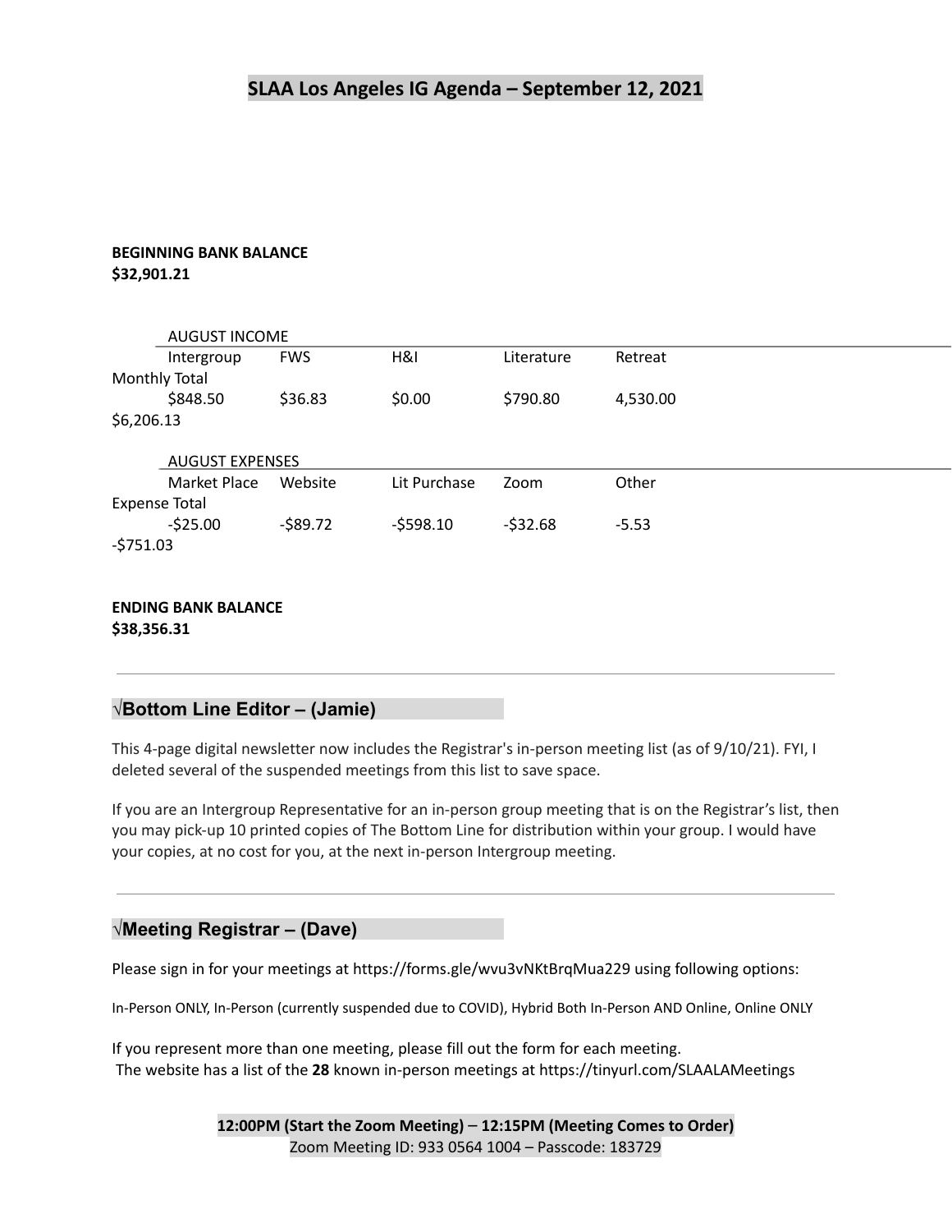# SLAA Los Angeles IG Agenda – September 12, 2021

**BEGINNING BANK BALANCE**
**$32,901.21**

| AUGUST INCOME | | | | | |
|---|---|---|---|---|---|
| Intergroup | FWS | H&I | Literature | Retreat | Monthly Total |
| $848.50 | $36.83 | $0.00 | $790.80 | 4,530.00 | $6,206.13 |

| AUGUST EXPENSES | | | | | |
|---|---|---|---|---|---|
| Market Place | Website | Lit Purchase | Zoom | Other | Expense Total |
| -$25.00 | -$89.72 | -$598.10 | -$32.68 | -5.53 | -$751.03 |

**ENDING BANK BALANCE**
**$38,356.31**

---

## √Bottom Line Editor – (Jamie)

This 4-page digital newsletter now includes the Registrar's in-person meeting list (as of 9/10/21). FYI, I deleted several of the suspended meetings from this list to save space.

If you are an Intergroup Representative for an in-person group meeting that is on the Registrar's list, then you may pick-up 10 printed copies of The Bottom Line for distribution within your group. I would have your copies, at no cost for you, at the next in-person Intergroup meeting.

---

## √Meeting Registrar – (Dave)

Please sign in for your meetings at https://forms.gle/wvu3vNKtBrqMua229 using following options:

In-Person ONLY, In-Person (currently suspended due to COVID), Hybrid Both In-Person AND Online, Online ONLY

If you represent more than one meeting, please fill out the form for each meeting.
The website has a list of the **28** known in-person meetings at https://tinyurl.com/SLAALAMeetings

**12:00PM (Start the Zoom Meeting)** – **12:15PM (Meeting Comes to Order)**
Zoom Meeting ID: 933 0564 1004 – Passcode: 183729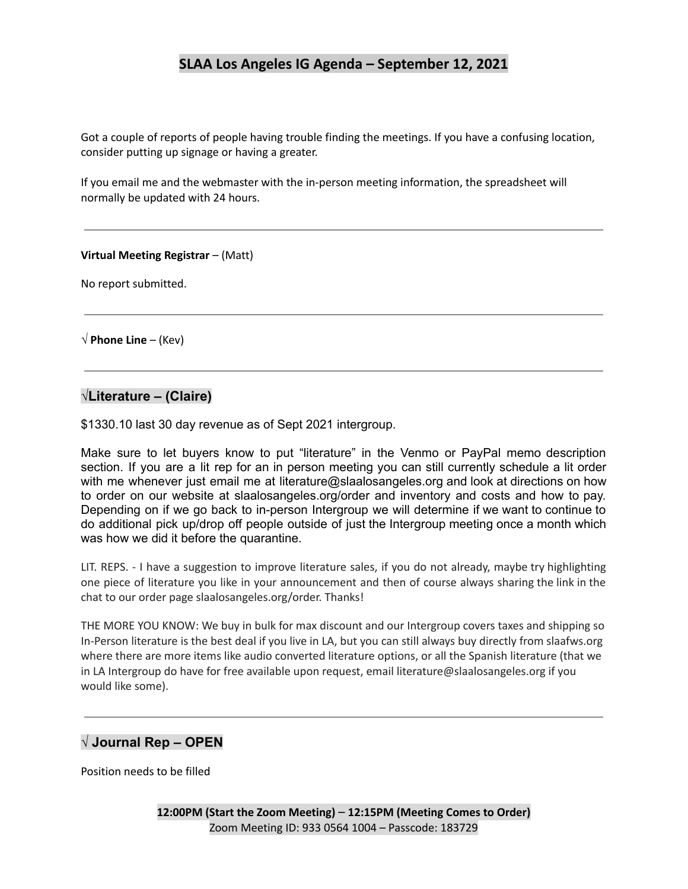Got a couple of reports of people having trouble finding the meetings. If you have a confusing location, consider putting up signage or having a greater.

If you email me and the webmaster with the in-person meeting information, the spreadsheet will normally be updated with 24 hours.

---

**Virtual Meeting Registrar** – (Matt)

No report submitted.

---

√ **Phone Line** – (Kev)

---

## √Literature – (Claire)

$1330.10 last 30 day revenue as of Sept 2021 intergroup.

Make sure to let buyers know to put "literature" in the Venmo or PayPal memo description section. If you are a lit rep for an in person meeting you can still currently schedule a lit order with me whenever just email me at literature@slaalosangeles.org and look at directions on how to order on our website at slaalosangeles.org/order and inventory and costs and how to pay. Depending on if we go back to in-person Intergroup we will determine if we want to continue to do additional pick up/drop off people outside of just the Intergroup meeting once a month which was how we did it before the quarantine.

LIT. REPS. - I have a suggestion to improve literature sales, if you do not already, maybe try highlighting one piece of literature you like in your announcement and then of course always sharing the link in the chat to our order page slaalosangeles.org/order. Thanks!

THE MORE YOU KNOW: We buy in bulk for max discount and our Intergroup covers taxes and shipping so In-Person literature is the best deal if you live in LA, but you can still always buy directly from slaafws.org where there are more items like audio converted literature options, or all the Spanish literature (that we in LA Intergroup do have for free available upon request, email literature@slaalosangeles.org if you would like some).

---

## √ Journal Rep – OPEN

Position needs to be filled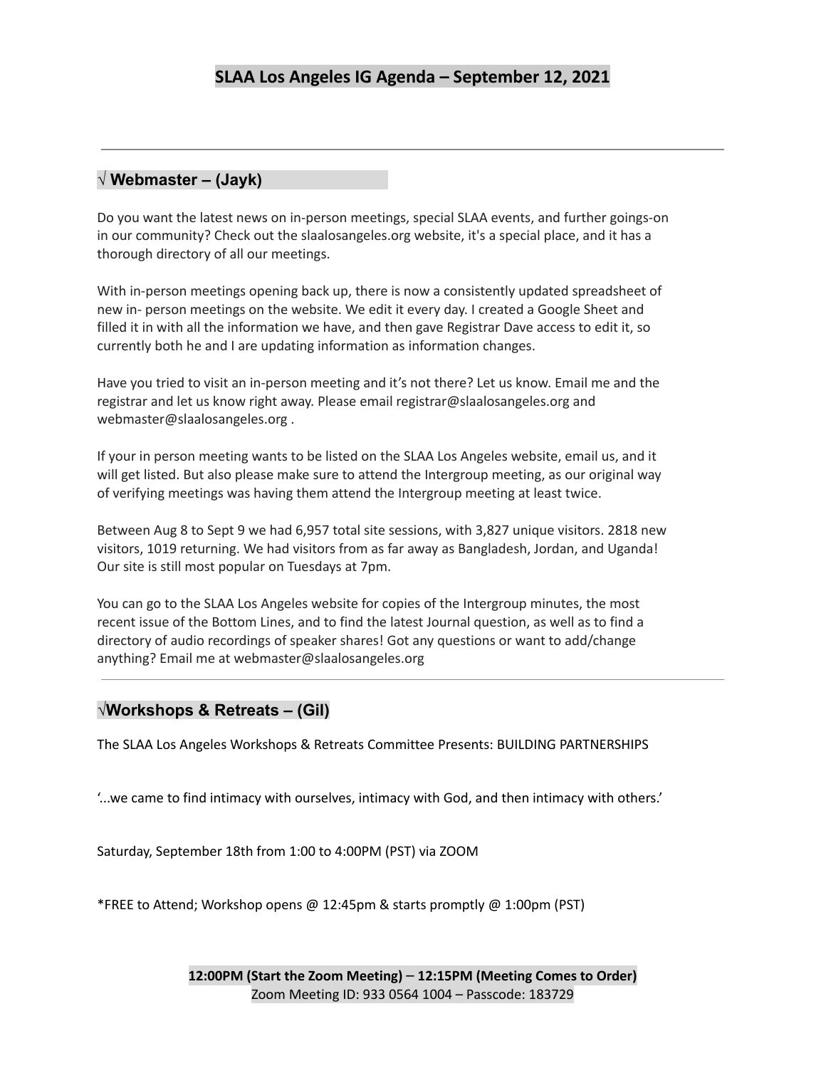# SLAA Los Angeles IG Agenda – September 12, 2021

---

## √ Webmaster – (Jayk)

Do you want the latest news on in-person meetings, special SLAA events, and further goings-on in our community? Check out the slaalosangeles.org website, it's a special place, and it has a thorough directory of all our meetings.

With in-person meetings opening back up, there is now a consistently updated spreadsheet of new in- person meetings on the website. We edit it every day. I created a Google Sheet and filled it in with all the information we have, and then gave Registrar Dave access to edit it, so currently both he and I are updating information as information changes.

Have you tried to visit an in-person meeting and it's not there? Let us know. Email me and the registrar and let us know right away. Please email registrar@slaalosangeles.org and webmaster@slaalosangeles.org .

If your in person meeting wants to be listed on the SLAA Los Angeles website, email us, and it will get listed. But also please make sure to attend the Intergroup meeting, as our original way of verifying meetings was having them attend the Intergroup meeting at least twice.

Between Aug 8 to Sept 9 we had 6,957 total site sessions, with 3,827 unique visitors. 2818 new visitors, 1019 returning. We had visitors from as far away as Bangladesh, Jordan, and Uganda! Our site is still most popular on Tuesdays at 7pm.

You can go to the SLAA Los Angeles website for copies of the Intergroup minutes, the most recent issue of the Bottom Lines, and to find the latest Journal question, as well as to find a directory of audio recordings of speaker shares! Got any questions or want to add/change anything? Email me at webmaster@slaalosangeles.org

---

## √Workshops & Retreats – (Gil)

The SLAA Los Angeles Workshops & Retreats Committee Presents: BUILDING PARTNERSHIPS

'...we came to find intimacy with ourselves, intimacy with God, and then intimacy with others.'

Saturday, September 18th from 1:00 to 4:00PM (PST) via ZOOM

*FREE to Attend; Workshop opens @ 12:45pm & starts promptly @ 1:00pm (PST)

**12:00PM (Start the Zoom Meeting) – 12:15PM (Meeting Comes to Order)**
Zoom Meeting ID: 933 0564 1004 – Passcode: 183729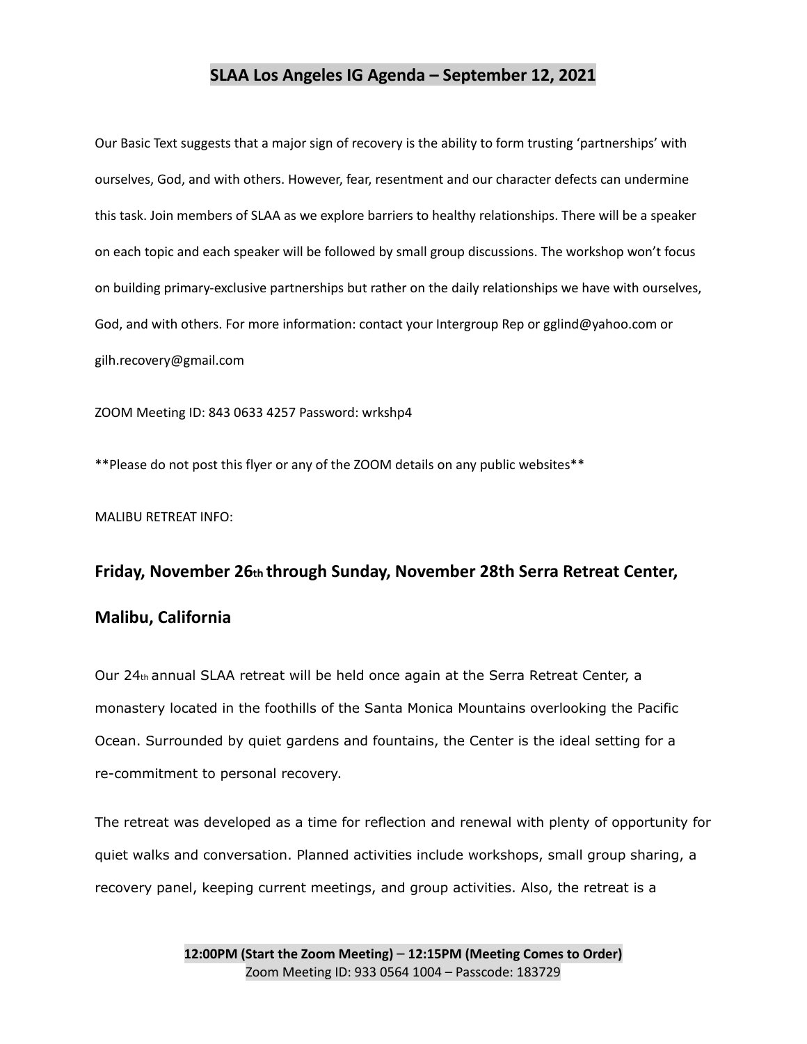Our Basic Text suggests that a major sign of recovery is the ability to form trusting 'partnerships' with ourselves, God, and with others. However, fear, resentment and our character defects can undermine this task. Join members of SLAA as we explore barriers to healthy relationships. There will be a speaker on each topic and each speaker will be followed by small group discussions. The workshop won't focus on building primary-exclusive partnerships but rather on the daily relationships we have with ourselves, God, and with others. For more information: contact your Intergroup Rep or gglind@yahoo.com or gilh.recovery@gmail.com

ZOOM Meeting ID: 843 0633 4257 Password: wrkshp4

**Please do not post this flyer or any of the ZOOM details on any public websites**

MALIBU RETREAT INFO:

### Friday, November 26th through Sunday, November 28th Serra Retreat Center, Malibu, California

Our 24th annual SLAA retreat will be held once again at the Serra Retreat Center, a monastery located in the foothills of the Santa Monica Mountains overlooking the Pacific Ocean. Surrounded by quiet gardens and fountains, the Center is the ideal setting for a re-commitment to personal recovery.

The retreat was developed as a time for reflection and renewal with plenty of opportunity for quiet walks and conversation. Planned activities include workshops, small group sharing, a recovery panel, keeping current meetings, and group activities. Also, the retreat is a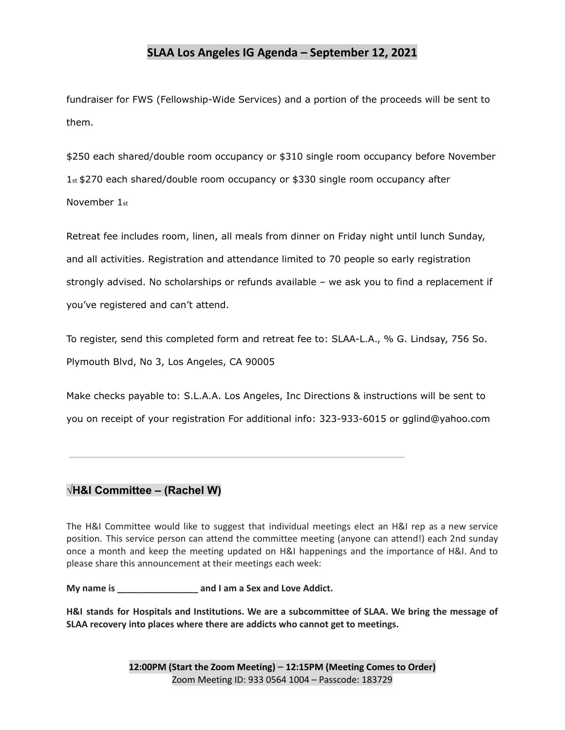fundraiser for FWS (Fellowship-Wide Services) and a portion of the proceeds will be sent to them.

$250 each shared/double room occupancy or $310 single room occupancy before November 1st $270 each shared/double room occupancy or $330 single room occupancy after November 1st

Retreat fee includes room, linen, all meals from dinner on Friday night until lunch Sunday, and all activities. Registration and attendance limited to 70 people so early registration strongly advised. No scholarships or refunds available – we ask you to find a replacement if you've registered and can't attend.

To register, send this completed form and retreat fee to: SLAA-L.A., % G. Lindsay, 756 So. Plymouth Blvd, No 3, Los Angeles, CA 90005

Make checks payable to: S.L.A.A. Los Angeles, Inc Directions & instructions will be sent to you on receipt of your registration For additional info: 323-933-6015 or gglind@yahoo.com

---

## √H&I Committee – (Rachel W)

The H&I Committee would like to suggest that individual meetings elect an H&I rep as a new service position. This service person can attend the committee meeting (anyone can attend!) each 2nd sunday once a month and keep the meeting updated on H&I happenings and the importance of H&I. And to please share this announcement at their meetings each week:

**My name is ________________ and I am a Sex and Love Addict.**

**H&I stands for Hospitals and Institutions. We are a subcommittee of SLAA. We bring the message of SLAA recovery into places where there are addicts who cannot get to meetings.**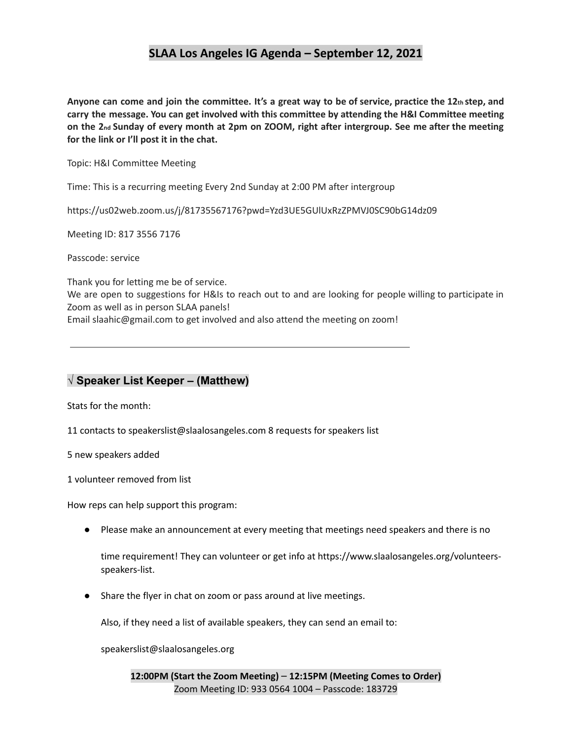# SLAA Los Angeles IG Agenda – September 12, 2021

**Anyone can come and join the committee. It's a great way to be of service, practice the 12th step, and carry the message. You can get involved with this committee by attending the H&I Committee meeting on the 2nd Sunday of every month at 2pm on ZOOM, right after intergroup. See me after the meeting for the link or I'll post it in the chat.**

Topic: H&I Committee Meeting

Time: This is a recurring meeting Every 2nd Sunday at 2:00 PM after intergroup

https://us02web.zoom.us/j/81735567176?pwd=Yzd3UE5GUlUxRzZPMVJ0SC90bG14dz09

Meeting ID: 817 3556 7176

Passcode: service

Thank you for letting me be of service.
We are open to suggestions for H&Is to reach out to and are looking for people willing to participate in Zoom as well as in person SLAA panels!
Email slaahic@gmail.com to get involved and also attend the meeting on zoom!

---

## √ Speaker List Keeper – (Matthew)

Stats for the month:

11 contacts to speakerslist@slaalosangeles.com 8 requests for speakers list

5 new speakers added

1 volunteer removed from list

How reps can help support this program:

- Please make an announcement at every meeting that meetings need speakers and there is no time requirement! They can volunteer or get info at https://www.slaalosangeles.org/volunteers-speakers-list.
- Share the flyer in chat on zoom or pass around at live meetings.

  Also, if they need a list of available speakers, they can send an email to:

  speakerslist@slaalosangeles.org

**12:00PM (Start the Zoom Meeting) – 12:15PM (Meeting Comes to Order)**
Zoom Meeting ID: 933 0564 1004 – Passcode: 183729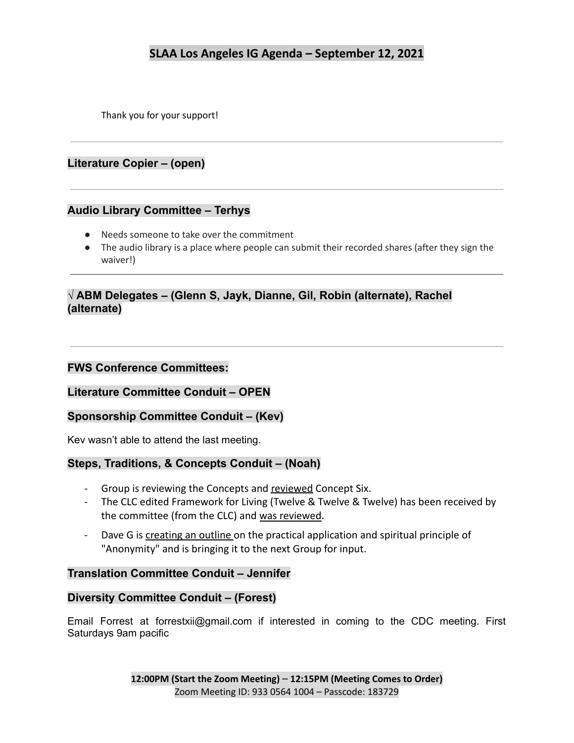// Agenda - September 12, 2021
# SLAA Los Angeles IG Agenda – September 12, 2021

Thank you for your support!

---

## Literature Copier – (open)

---

## Audio Library Committee – Terhys

- Needs someone to take over the commitment
- The audio library is a place where people can submit their recorded shares (after they sign the waiver!)

---

## √ ABM Delegates – (Glenn S, Jayk, Dianne, Gil, Robin (alternate), Rachel (alternate)

---

## FWS Conference Committees:

## Literature Committee Conduit – OPEN

## Sponsorship Committee Conduit – (Kev)

Kev wasn't able to attend the last meeting.

## Steps, Traditions, & Concepts Conduit – (Noah)

- Group is reviewing the Concepts and reviewed Concept Six.
- The CLC edited Framework for Living (Twelve & Twelve & Twelve) has been received by the committee (from the CLC) and was reviewed.
- Dave G is creating an outline on the practical application and spiritual principle of "Anonymity" and is bringing it to the next Group for input.

## Translation Committee Conduit – Jennifer

## Diversity Committee Conduit – (Forest)

Email Forrest at forrestxii@gmail.com if interested in coming to the CDC meeting. First Saturdays 9am pacific

**12:00PM (Start the Zoom Meeting) – 12:15PM (Meeting Comes to Order)**
Zoom Meeting ID: 933 0564 1004 – Passcode: 183729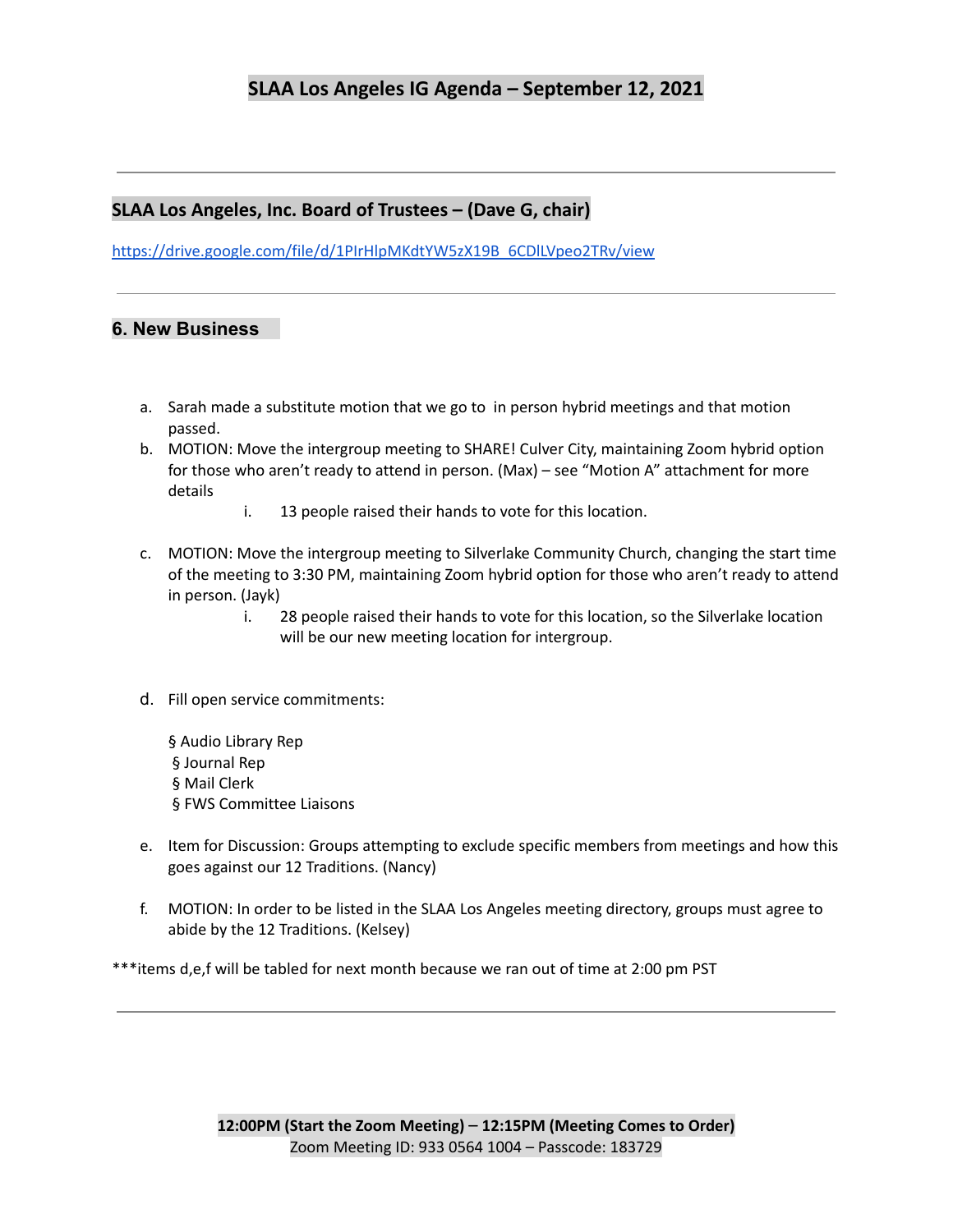# SLAA Los Angeles IG Agenda – September 12, 2021

---

## SLAA Los Angeles, Inc. Board of Trustees – (Dave G, chair)

https://drive.google.com/file/d/1PIrHlpMKdtYW5zX19B_6CDlLVpeo2TRv/view

---

## 6. New Business

a. Sarah made a substitute motion that we go to in person hybrid meetings and that motion passed.

b. MOTION: Move the intergroup meeting to SHARE! Culver City, maintaining Zoom hybrid option for those who aren't ready to attend in person. (Max) – see "Motion A" attachment for more details

   i. 13 people raised their hands to vote for this location.

c. MOTION: Move the intergroup meeting to Silverlake Community Church, changing the start time of the meeting to 3:30 PM, maintaining Zoom hybrid option for those who aren't ready to attend in person. (Jayk)

   i. 28 people raised their hands to vote for this location, so the Silverlake location will be our new meeting location for intergroup.

d. Fill open service commitments:

   § Audio Library Rep
   § Journal Rep
   § Mail Clerk
   § FWS Committee Liaisons

e. Item for Discussion: Groups attempting to exclude specific members from meetings and how this goes against our 12 Traditions. (Nancy)

f. MOTION: In order to be listed in the SLAA Los Angeles meeting directory, groups must agree to abide by the 12 Traditions. (Kelsey)

***items d,e,f will be tabled for next month because we ran out of time at 2:00 pm PST

---

**12:00PM (Start the Zoom Meeting)** – **12:15PM (Meeting Comes to Order)**
Zoom Meeting ID: 933 0564 1004 – Passcode: 183729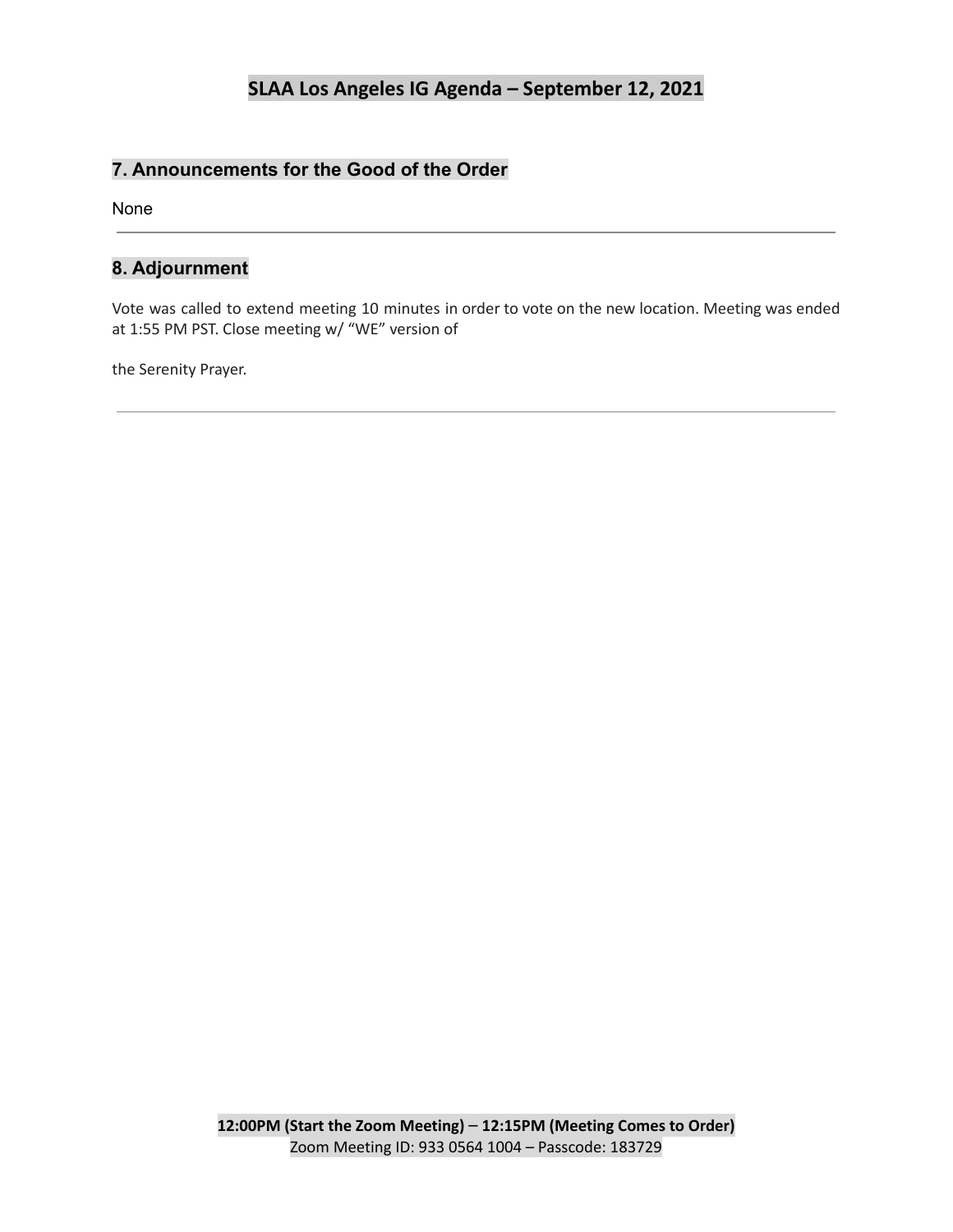## 7. Announcements for the Good of the Order

None

---

## 8. Adjournment

Vote was called to extend meeting 10 minutes in order to vote on the new location. Meeting was ended at 1:55 PM PST. Close meeting w/ "WE" version of

the Serenity Prayer.

---